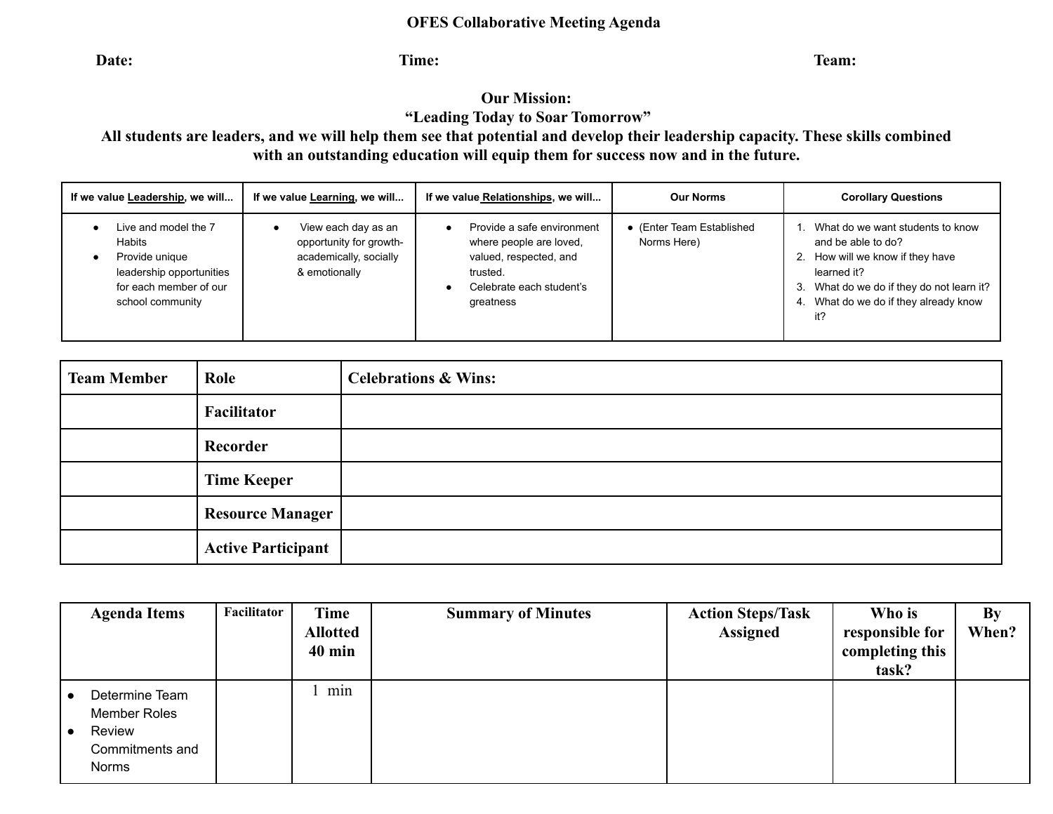# OFES Collaborative Meeting Agenda

**Date:** **Time:** **Team:**

**Our Mission:**
**"Leading Today to Soar Tomorrow"**
**All students are leaders, and we will help them see that potential and develop their leadership capacity. These skills combined with an outstanding education will equip them for success now and in the future.**

| If we value Leadership, we will... | If we value Learning, we will... | If we value Relationships, we will... | Our Norms | Corollary Questions |
|---|---|---|---|---|
| • Live and model the 7 Habits<br>• Provide unique leadership opportunities for each member of our school community | • View each day as an opportunity for growth-academically, socially & emotionally | • Provide a safe environment where people are loved, valued, respected, and trusted.<br>• Celebrate each student's greatness | • (Enter Team Established Norms Here) | 1. What do we want students to know and be able to do?<br>2. How will we know if they have learned it?<br>3. What do we do if they do not learn it?<br>4. What do we do if they already know it? |

| Team Member | Role | Celebrations & Wins: |
|---|---|---|
| | **Facilitator** | |
| | **Recorder** | |
| | **Time Keeper** | |
| | **Resource Manager** | |
| | **Active Participant** | |

| Agenda Items | Facilitator | Time Allotted 40 min | Summary of Minutes | Action Steps/Task Assigned | Who is responsible for completing this task? | By When? |
|---|---|---|---|---|---|---|
| • Determine Team Member Roles<br>• Review Commitments and Norms | | 1 min | | | | |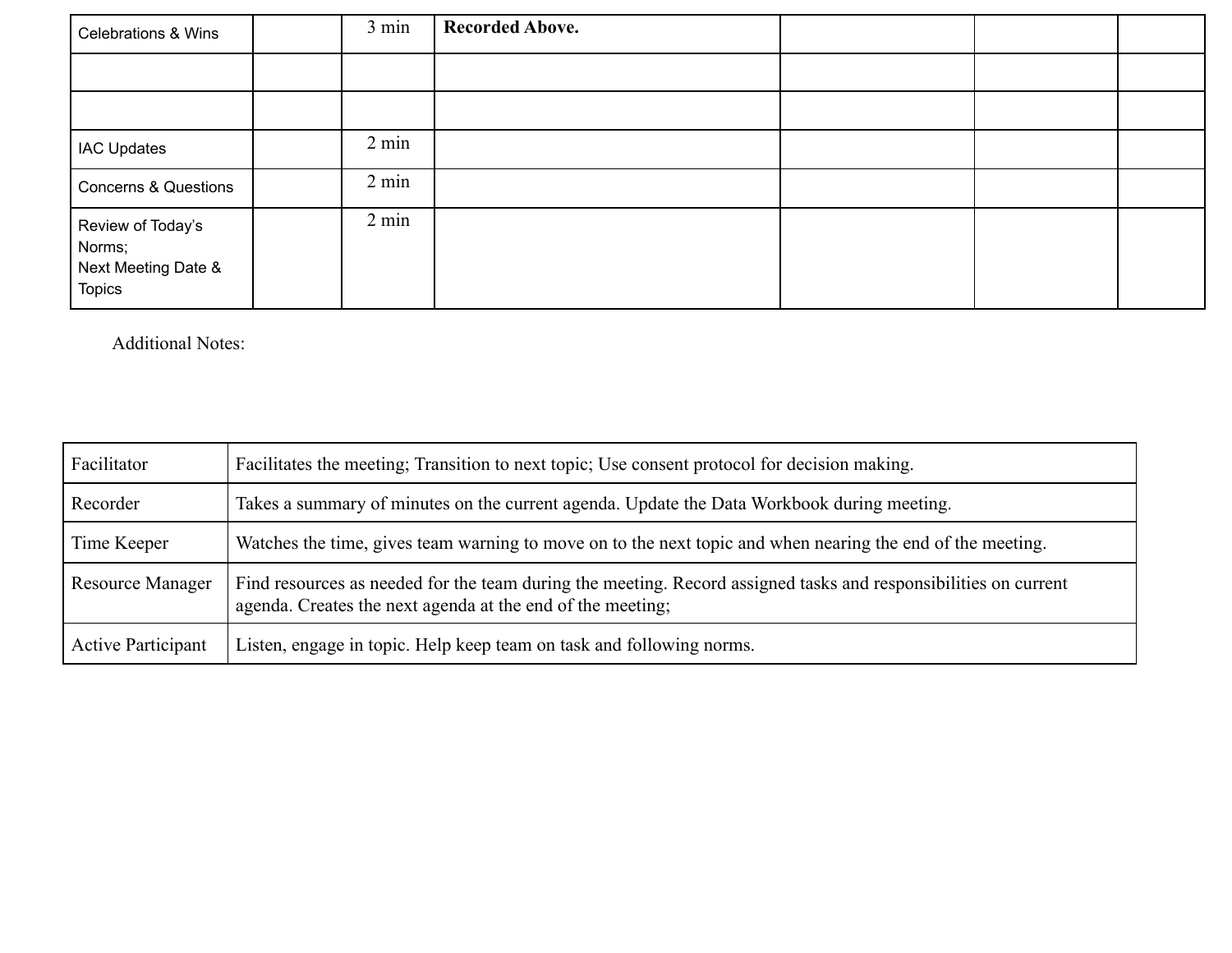| | | | | | | |
|---|---|---|---|---|---|---|
| Celebrations & Wins | | 3 min | **Recorded Above.** | | | |
| | | | | | | |
| | | | | | | |
| IAC Updates | | 2 min | | | | |
| Concerns & Questions | | 2 min | | | | |
| Review of Today's Norms;<br>Next Meeting Date & Topics | | 2 min | | | | |

Additional Notes:

| | |
|---|---|
| Facilitator | Facilitates the meeting; Transition to next topic; Use consent protocol for decision making. |
| Recorder | Takes a summary of minutes on the current agenda. Update the Data Workbook during meeting. |
| Time Keeper | Watches the time, gives team warning to move on to the next topic and when nearing the end of the meeting. |
| Resource Manager | Find resources as needed for the team during the meeting. Record assigned tasks and responsibilities on current agenda. Creates the next agenda at the end of the meeting; |
| Active Participant | Listen, engage in topic. Help keep team on task and following norms. |